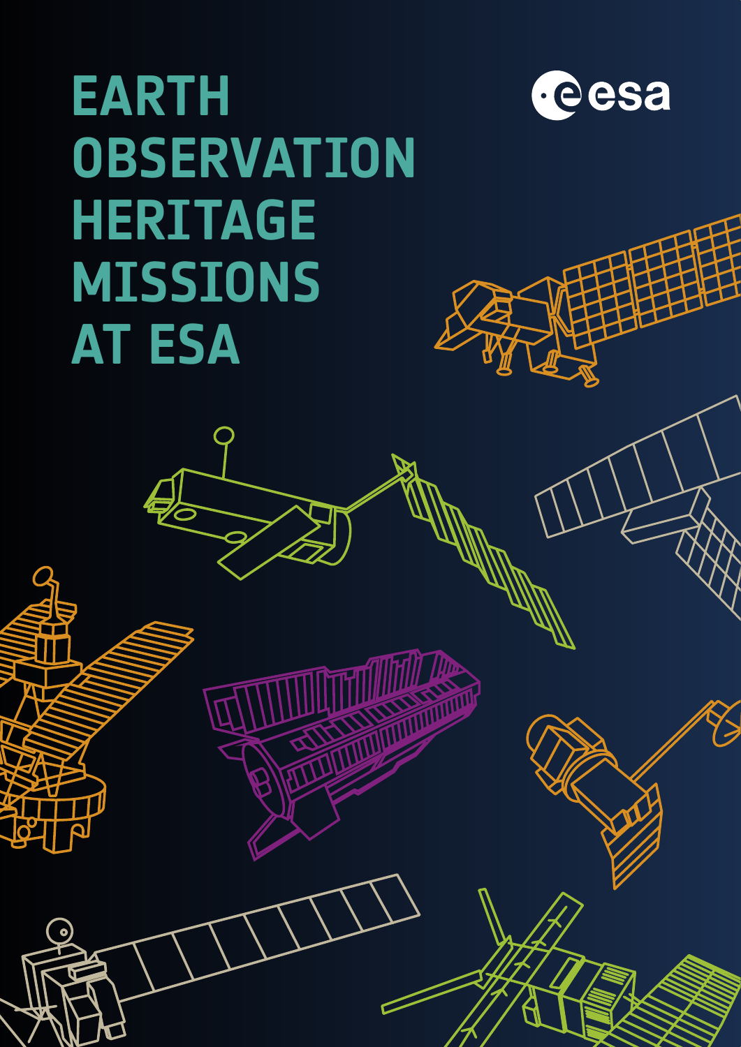# EARTH OBSERVATION HERITAGE MISSIONS AT ESA

esa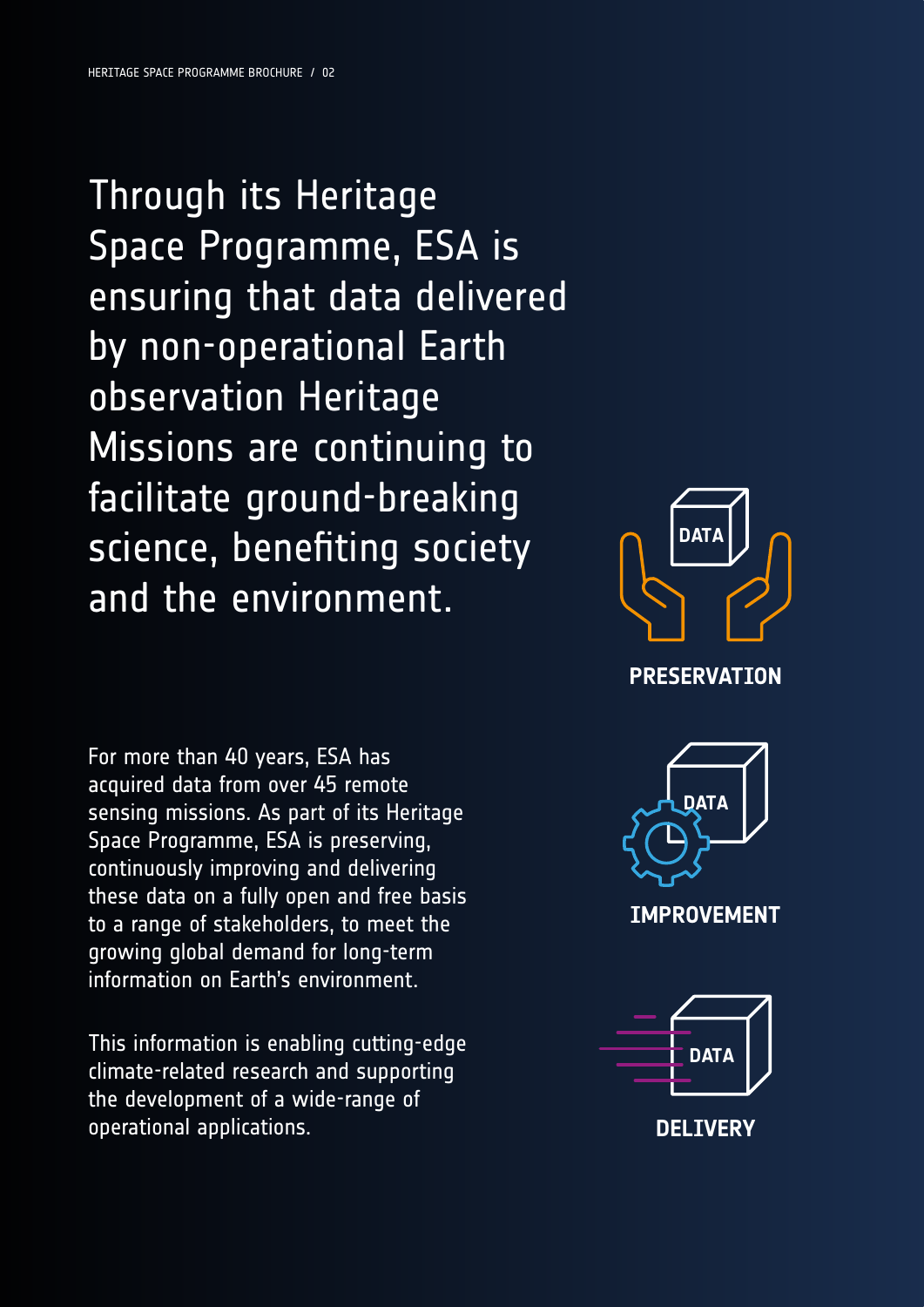Through its Heritage Space Programme, ESA is ensuring that data delivered by non-operational Earth observation Heritage Missions are continuing to facilitate ground-breaking science, benefiting society and the environment.

For more than 40 years, ESA has acquired data from over 45 remote sensing missions. As part of its Heritage Space Programme, ESA is preserving, continuously improving and delivering these data on a fully open and free basis to a range of stakeholders, to meet the growing global demand for long-term information on Earth's environment.

This information is enabling cutting-edge climate-related research and supporting the development of a wide-range of operational applications.

DATA

**PRESERVATION**

DATA

**IMPROVEMENT**

DATA

**DELIVERY**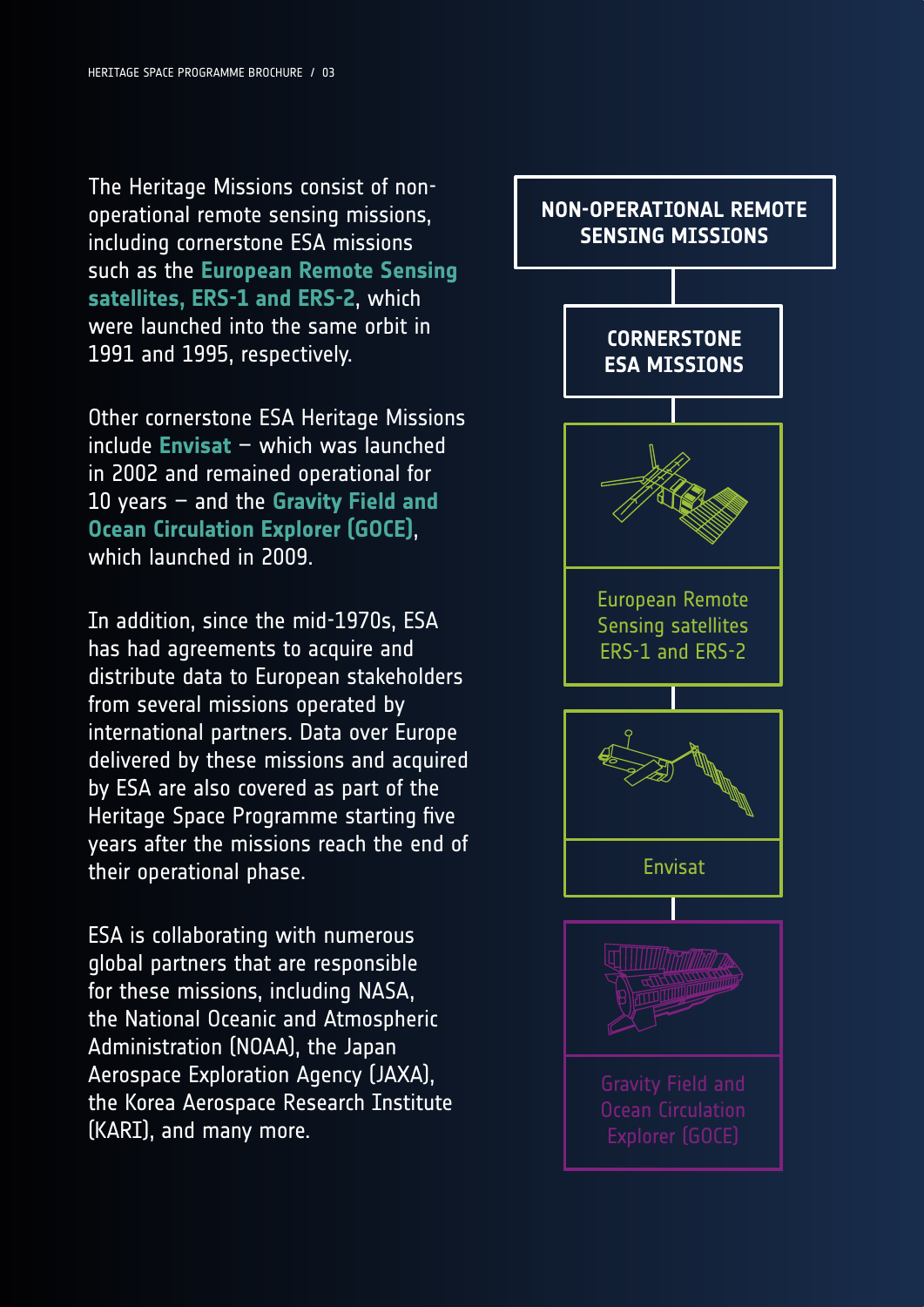The Heritage Missions consist of non-operational remote sensing missions, including cornerstone ESA missions such as the **European Remote Sensing satellites, ERS-1 and ERS-2**, which were launched into the same orbit in 1991 and 1995, respectively.

Other cornerstone ESA Heritage Missions include **Envisat** – which was launched in 2002 and remained operational for 10 years – and the **Gravity Field and Ocean Circulation Explorer (GOCE)**, which launched in 2009.

In addition, since the mid-1970s, ESA has had agreements to acquire and distribute data to European stakeholders from several missions operated by international partners. Data over Europe delivered by these missions and acquired by ESA are also covered as part of the Heritage Space Programme starting five years after the missions reach the end of their operational phase.

ESA is collaborating with numerous global partners that are responsible for these missions, including NASA, the National Oceanic and Atmospheric Administration (NOAA), the Japan Aerospace Exploration Agency (JAXA), the Korea Aerospace Research Institute (KARI), and many more.

**NON-OPERATIONAL REMOTE SENSING MISSIONS**

**CORNERSTONE ESA MISSIONS**

European Remote Sensing satellites ERS-1 and ERS-2

Envisat

Gravity Field and Ocean Circulation Explorer (GOCE)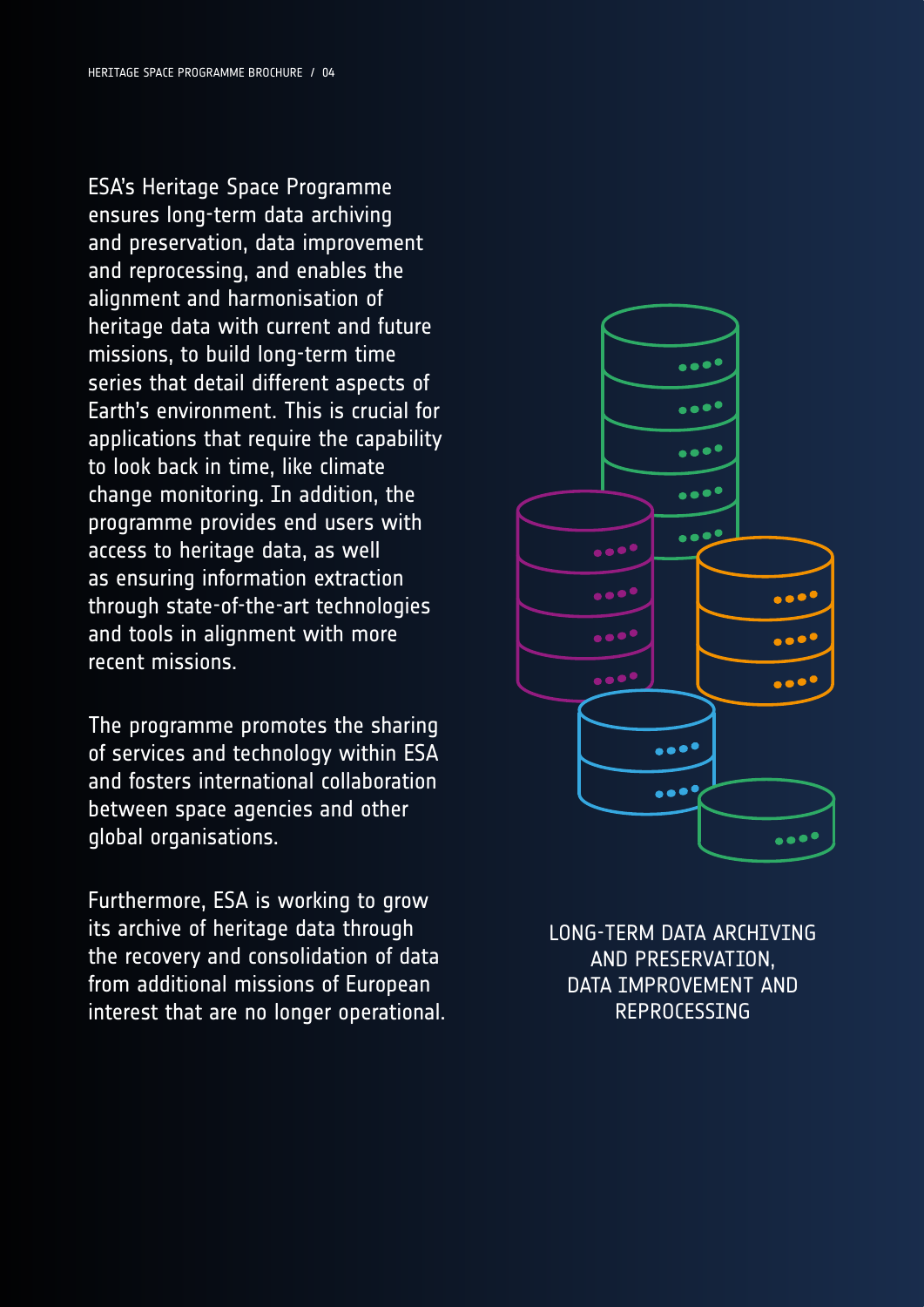ESA's Heritage Space Programme ensures long-term data archiving and preservation, data improvement and reprocessing, and enables the alignment and harmonisation of heritage data with current and future missions, to build long-term time series that detail different aspects of Earth's environment. This is crucial for applications that require the capability to look back in time, like climate change monitoring. In addition, the programme provides end users with access to heritage data, as well as ensuring information extraction through state-of-the-art technologies and tools in alignment with more recent missions.

The programme promotes the sharing of services and technology within ESA and fosters international collaboration between space agencies and other global organisations.

Furthermore, ESA is working to grow its archive of heritage data through the recovery and consolidation of data from additional missions of European interest that are no longer operational.

LONG-TERM DATA ARCHIVING AND PRESERVATION, DATA IMPROVEMENT AND REPROCESSING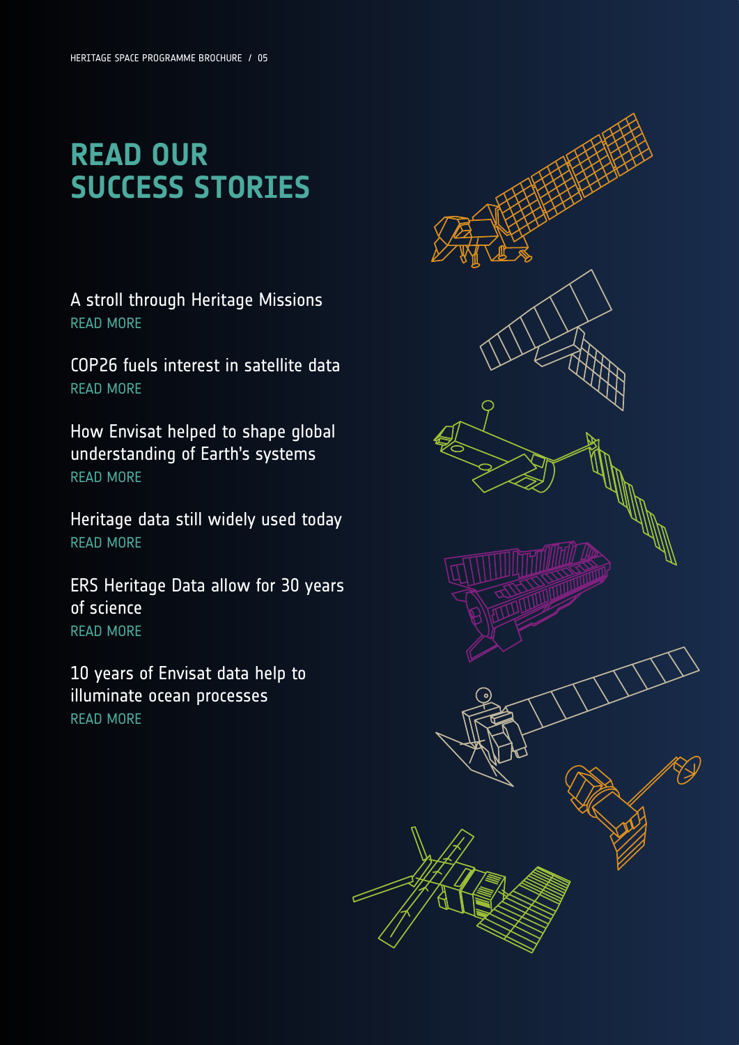# READ OUR SUCCESS STORIES

A stroll through Heritage Missions
READ MORE

COP26 fuels interest in satellite data
READ MORE

How Envisat helped to shape global understanding of Earth's systems
READ MORE

Heritage data still widely used today
READ MORE

ERS Heritage Data allow for 30 years of science
READ MORE

10 years of Envisat data help to illuminate ocean processes
READ MORE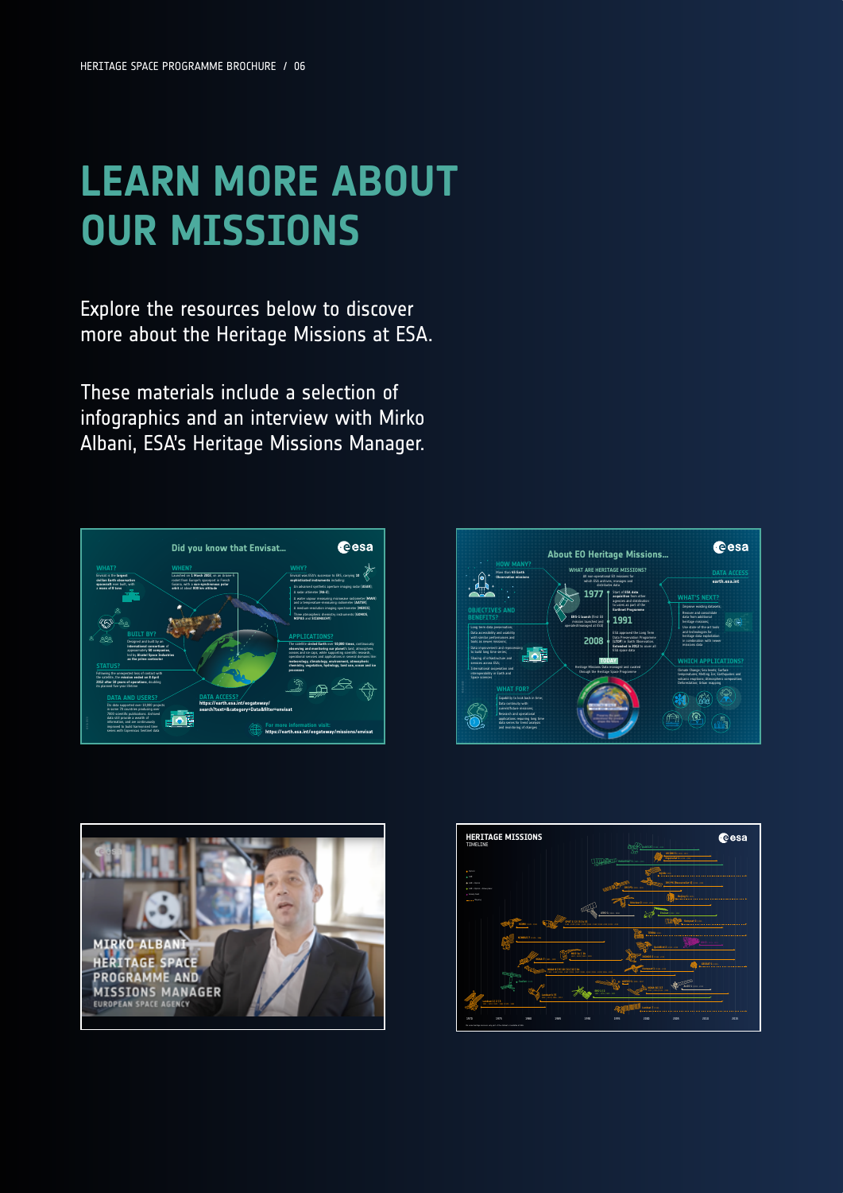# LEARN MORE ABOUT OUR MISSIONS

Explore the resources below to discover more about the Heritage Missions at ESA.

These materials include a selection of infographics and an interview with Mirko Albani, ESA's Heritage Missions Manager.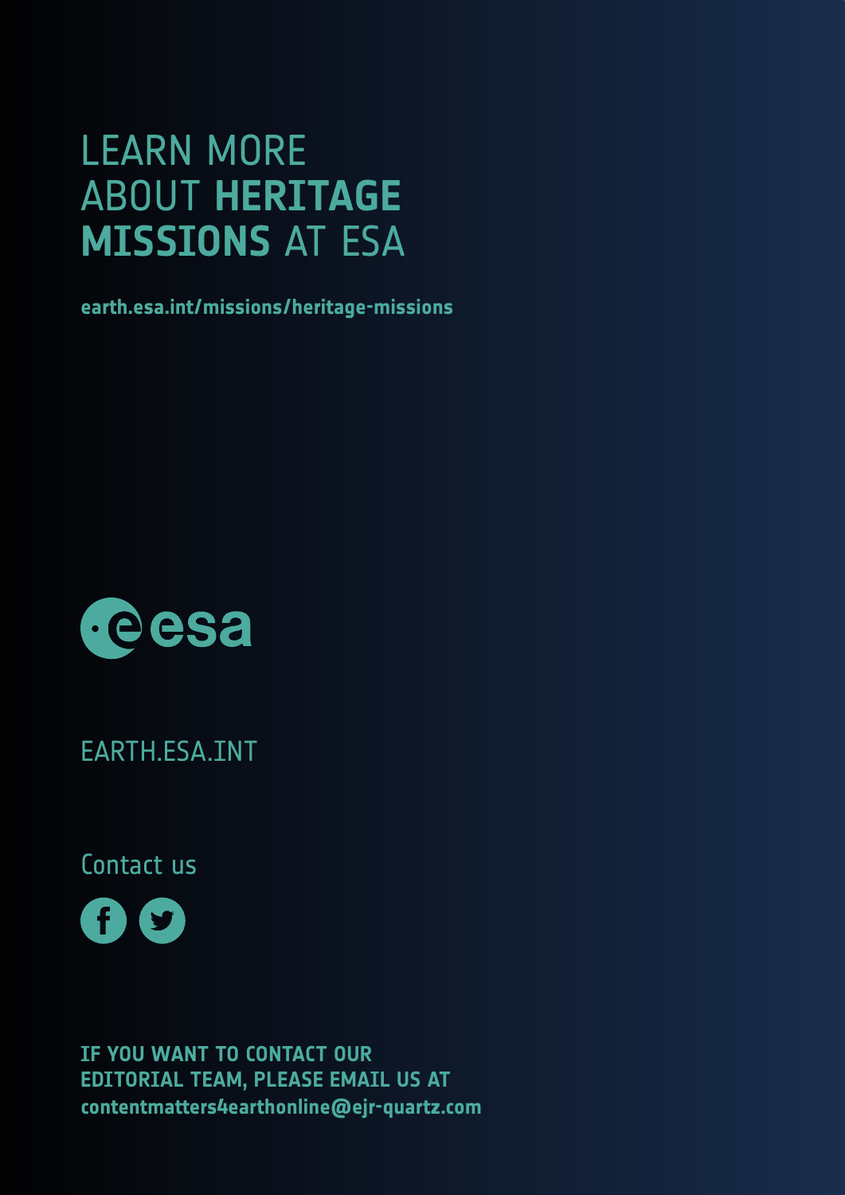# LEARN MORE ABOUT **HERITAGE MISSIONS** AT ESA

**earth.esa.int/missions/heritage-missions**

esa

EARTH.ESA.INT

Contact us

**IF YOU WANT TO CONTACT OUR EDITORIAL TEAM, PLEASE EMAIL US AT contentmatters4earthonline@ejr-quartz.com**